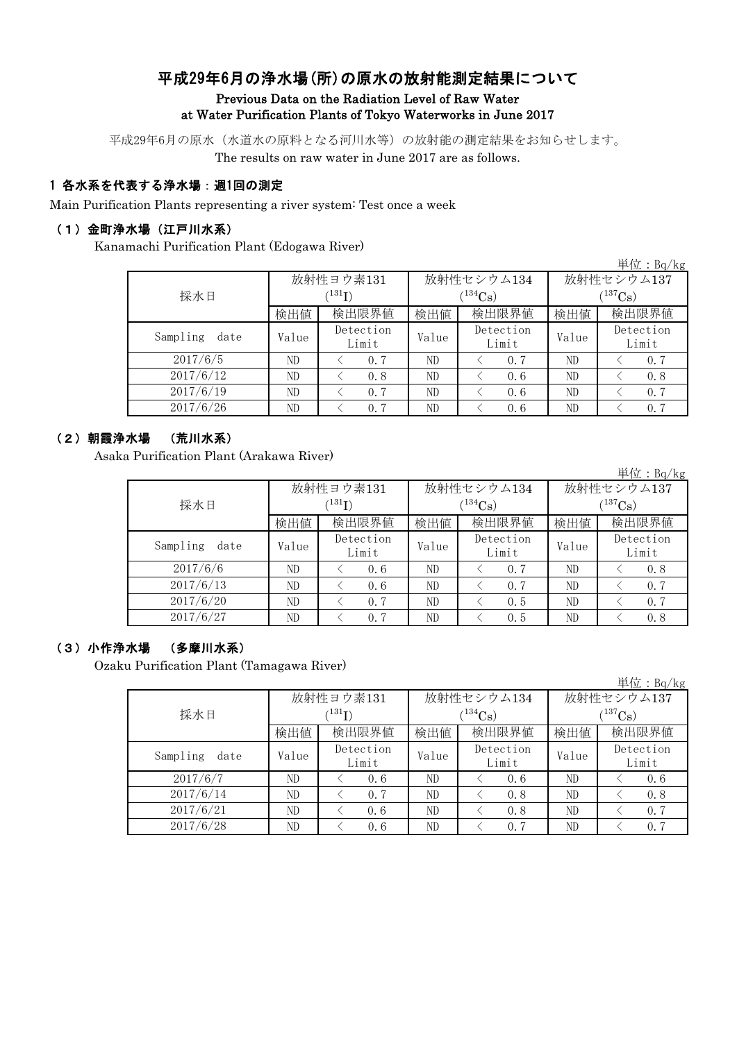# 平成29年6月の浄水場(所)の原水の放射能測定結果について

**Previous Data on the Radiation Level of Raw Water at Water Purification Plants of Tokyo Waterworks in June 2017**

平成29年6月の原水（水道水の原料となる河川水等）の放射能の測定結果をお知らせします。

The results on raw water in June 2017 are as follows.

## 1 各水系を代表する浄水場：週1回の測定

Main Purification Plants representing a river system: Test once a week

### （1）金町浄水場（江戸川水系）

Kanamachi Purification Plant (Edogawa River)

単位：Bq/kg

| 採水日 | 放射性ヨウ素131 ($^{131}I$) | | 放射性セシウム134 ($^{134}Cs$) | | 放射性セシウム137 ($^{137}Cs$) | |
|---|---|---|---|---|---|---|
| | 検出値 | 検出限界値 | 検出値 | 検出限界値 | 検出値 | 検出限界値 |
| Sampling date | Value | Detection Limit | Value | Detection Limit | Value | Detection Limit |
| 2017/6/5 | ND | < 0.7 | ND | < 0.7 | ND | < 0.7 |
| 2017/6/12 | ND | < 0.8 | ND | < 0.6 | ND | < 0.8 |
| 2017/6/19 | ND | < 0.7 | ND | < 0.6 | ND | < 0.7 |
| 2017/6/26 | ND | < 0.7 | ND | < 0.6 | ND | < 0.7 |

### （2）朝霞浄水場 （荒川水系）

Asaka Purification Plant (Arakawa River)

単位：Bq/kg

| 採水日 | 放射性ヨウ素131 ($^{131}I$) | | 放射性セシウム134 ($^{134}Cs$) | | 放射性セシウム137 ($^{137}Cs$) | |
|---|---|---|---|---|---|---|
| | 検出値 | 検出限界値 | 検出値 | 検出限界値 | 検出値 | 検出限界値 |
| Sampling date | Value | Detection Limit | Value | Detection Limit | Value | Detection Limit |
| 2017/6/6 | ND | < 0.6 | ND | < 0.7 | ND | < 0.8 |
| 2017/6/13 | ND | < 0.6 | ND | < 0.7 | ND | < 0.7 |
| 2017/6/20 | ND | < 0.7 | ND | < 0.5 | ND | < 0.7 |
| 2017/6/27 | ND | < 0.7 | ND | < 0.5 | ND | < 0.8 |

### （3）小作浄水場 （多摩川水系）

Ozaku Purification Plant (Tamagawa River)

単位：Bq/kg

| 採水日 | 放射性ヨウ素131 ($^{131}I$) | | 放射性セシウム134 ($^{134}Cs$) | | 放射性セシウム137 ($^{137}Cs$) | |
|---|---|---|---|---|---|---|
| | 検出値 | 検出限界値 | 検出値 | 検出限界値 | 検出値 | 検出限界値 |
| Sampling date | Value | Detection Limit | Value | Detection Limit | Value | Detection Limit |
| 2017/6/7 | ND | < 0.6 | ND | < 0.6 | ND | < 0.6 |
| 2017/6/14 | ND | < 0.7 | ND | < 0.8 | ND | < 0.8 |
| 2017/6/21 | ND | < 0.6 | ND | < 0.8 | ND | < 0.7 |
| 2017/6/28 | ND | < 0.6 | ND | < 0.7 | ND | < 0.7 |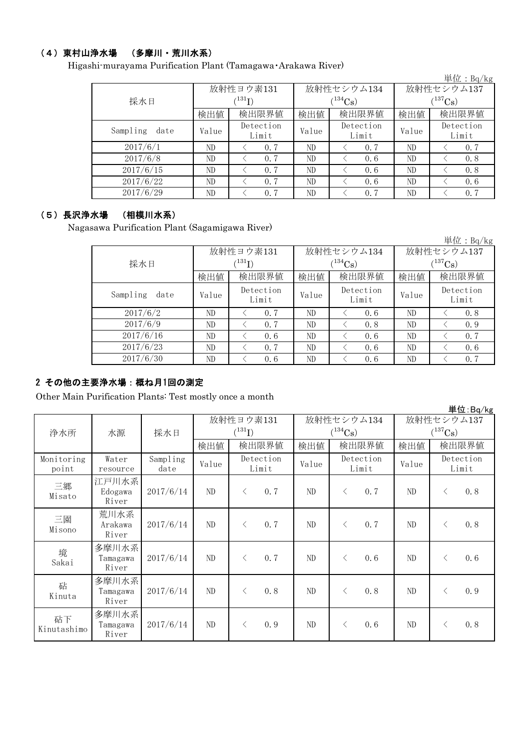### （4）東村山浄水場　（多摩川・荒川水系）

Higashi-murayama Purification Plant (Tamagawa･Arakawa River)

単位：Bq/kg

| 採水日 | 放射性ヨウ素131 ($^{131}$I) | | 放射性セシウム134 ($^{134}$Cs) | | 放射性セシウム137 ($^{137}$Cs) | |
|---|---|---|---|---|---|---|
| | 検出値 | 検出限界値 | 検出値 | 検出限界値 | 検出値 | 検出限界値 |
| Sampling date | Value | Detection Limit | Value | Detection Limit | Value | Detection Limit |
| 2017/6/1 | ND | < 0.7 | ND | < 0.7 | ND | < 0.7 |
| 2017/6/8 | ND | < 0.7 | ND | < 0.6 | ND | < 0.8 |
| 2017/6/15 | ND | < 0.7 | ND | < 0.6 | ND | < 0.8 |
| 2017/6/22 | ND | < 0.7 | ND | < 0.6 | ND | < 0.6 |
| 2017/6/29 | ND | < 0.7 | ND | < 0.7 | ND | < 0.7 |

### （5）長沢浄水場　（相模川水系）

Nagasawa Purification Plant (Sagamigawa River)

単位：Bq/kg

| 採水日 | 放射性ヨウ素131 ($^{131}$I) | | 放射性セシウム134 ($^{134}$Cs) | | 放射性セシウム137 ($^{137}$Cs) | |
|---|---|---|---|---|---|---|
| | 検出値 | 検出限界値 | 検出値 | 検出限界値 | 検出値 | 検出限界値 |
| Sampling date | Value | Detection Limit | Value | Detection Limit | Value | Detection Limit |
| 2017/6/2 | ND | < 0.7 | ND | < 0.6 | ND | < 0.8 |
| 2017/6/9 | ND | < 0.7 | ND | < 0.8 | ND | < 0.9 |
| 2017/6/16 | ND | < 0.6 | ND | < 0.6 | ND | < 0.7 |
| 2017/6/23 | ND | < 0.7 | ND | < 0.6 | ND | < 0.6 |
| 2017/6/30 | ND | < 0.6 | ND | < 0.6 | ND | < 0.7 |

## 2 その他の主要浄水場：概ね月1回の測定

Other Main Purification Plants: Test mostly once a month

単位:Bq/kg

| 浄水所 | 水源 | 採水日 | 放射性ヨウ素131 ($^{131}$I) | | 放射性セシウム134 ($^{134}$Cs) | | 放射性セシウム137 ($^{137}$Cs) | |
|---|---|---|---|---|---|---|---|---|
| | | | 検出値 | 検出限界値 | 検出値 | 検出限界値 | 検出値 | 検出限界値 |
| Monitoring point | Water resource | Sampling date | Value | Detection Limit | Value | Detection Limit | Value | Detection Limit |
| 三郷 Misato | 江戸川水系 Edogawa River | 2017/6/14 | ND | < 0.7 | ND | < 0.7 | ND | < 0.8 |
| 三園 Misono | 荒川水系 Arakawa River | 2017/6/14 | ND | < 0.7 | ND | < 0.7 | ND | < 0.8 |
| 境 Sakai | 多摩川水系 Tamagawa River | 2017/6/14 | ND | < 0.7 | ND | < 0.6 | ND | < 0.6 |
| 砧 Kinuta | 多摩川水系 Tamagawa River | 2017/6/14 | ND | < 0.8 | ND | < 0.8 | ND | < 0.9 |
| 砧下 Kinutashimo | 多摩川水系 Tamagawa River | 2017/6/14 | ND | < 0.9 | ND | < 0.6 | ND | < 0.8 |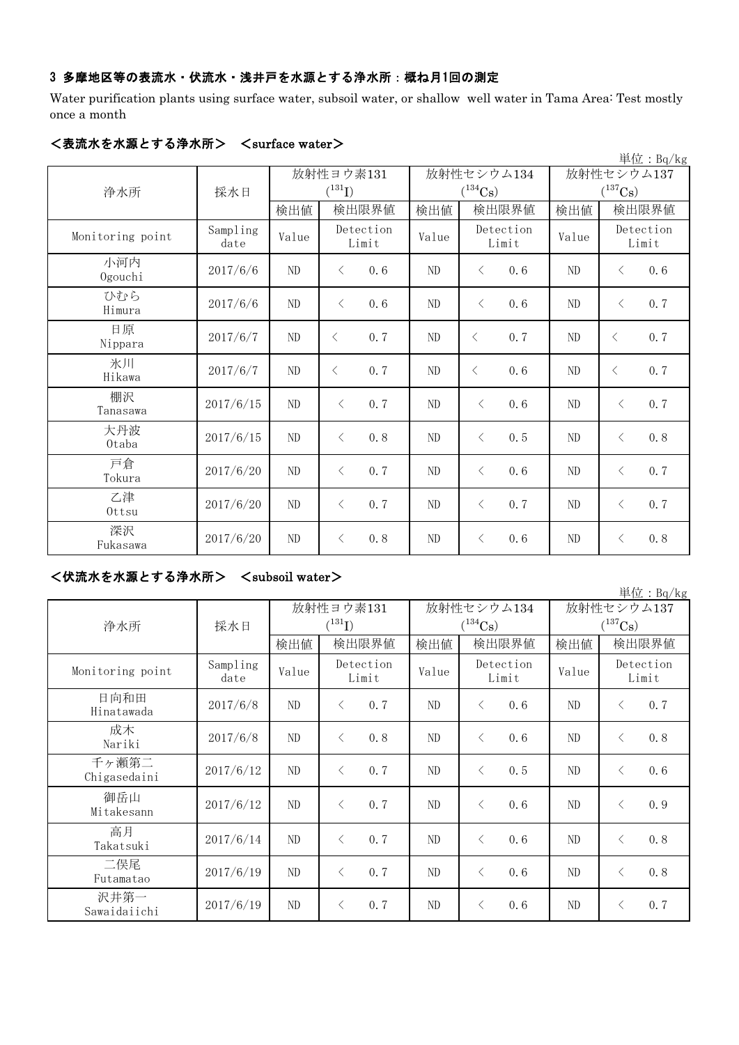### 3 多摩地区等の表流水・伏流水・浅井戸を水源とする浄水所：概ね月1回の測定

Water purification plants using surface water, subsoil water, or shallow well water in Tama Area: Test mostly once a month

#### ＜表流水を水源とする浄水所＞　＜surface water＞

単位：Bq/kg

| 浄水所 | 採水日 | 放射性ヨウ素131 ($^{131}$I) | | 放射性セシウム134 ($^{134}$Cs) | | 放射性セシウム137 ($^{137}$Cs) | |
|---|---|---|---|---|---|---|---|
| | | 検出値 | 検出限界値 | 検出値 | 検出限界値 | 検出値 | 検出限界値 |
| Monitoring point | Sampling date | Value | Detection Limit | Value | Detection Limit | Value | Detection Limit |
| 小河内 Ogouchi | 2017/6/6 | ND | ＜ 0.6 | ND | ＜ 0.6 | ND | ＜ 0.6 |
| ひむら Himura | 2017/6/6 | ND | ＜ 0.6 | ND | ＜ 0.6 | ND | ＜ 0.7 |
| 日原 Nippara | 2017/6/7 | ND | ＜ 0.7 | ND | ＜ 0.7 | ND | ＜ 0.7 |
| 氷川 Hikawa | 2017/6/7 | ND | ＜ 0.7 | ND | ＜ 0.6 | ND | ＜ 0.7 |
| 棚沢 Tanasawa | 2017/6/15 | ND | ＜ 0.7 | ND | ＜ 0.6 | ND | ＜ 0.7 |
| 大丹波 Otaba | 2017/6/15 | ND | ＜ 0.8 | ND | ＜ 0.5 | ND | ＜ 0.8 |
| 戸倉 Tokura | 2017/6/20 | ND | ＜ 0.7 | ND | ＜ 0.6 | ND | ＜ 0.7 |
| 乙津 Ottsu | 2017/6/20 | ND | ＜ 0.7 | ND | ＜ 0.7 | ND | ＜ 0.7 |
| 深沢 Fukasawa | 2017/6/20 | ND | ＜ 0.8 | ND | ＜ 0.6 | ND | ＜ 0.8 |

#### ＜伏流水を水源とする浄水所＞　＜subsoil water＞

単位：Bq/kg

| 浄水所 | 採水日 | 放射性ヨウ素131 ($^{131}$I) | | 放射性セシウム134 ($^{134}$Cs) | | 放射性セシウム137 ($^{137}$Cs) | |
|---|---|---|---|---|---|---|---|
| | | 検出値 | 検出限界値 | 検出値 | 検出限界値 | 検出値 | 検出限界値 |
| Monitoring point | Sampling date | Value | Detection Limit | Value | Detection Limit | Value | Detection Limit |
| 日向和田 Hinatawada | 2017/6/8 | ND | ＜ 0.7 | ND | ＜ 0.6 | ND | ＜ 0.7 |
| 成木 Nariki | 2017/6/8 | ND | ＜ 0.8 | ND | ＜ 0.6 | ND | ＜ 0.8 |
| 千ヶ瀬第二 Chigasedaini | 2017/6/12 | ND | ＜ 0.7 | ND | ＜ 0.5 | ND | ＜ 0.6 |
| 御岳山 Mitakesann | 2017/6/12 | ND | ＜ 0.7 | ND | ＜ 0.6 | ND | ＜ 0.9 |
| 高月 Takatsuki | 2017/6/14 | ND | ＜ 0.7 | ND | ＜ 0.6 | ND | ＜ 0.8 |
| 二俣尾 Futamatao | 2017/6/19 | ND | ＜ 0.7 | ND | ＜ 0.6 | ND | ＜ 0.8 |
| 沢井第一 Sawaidaiichi | 2017/6/19 | ND | ＜ 0.7 | ND | ＜ 0.6 | ND | ＜ 0.7 |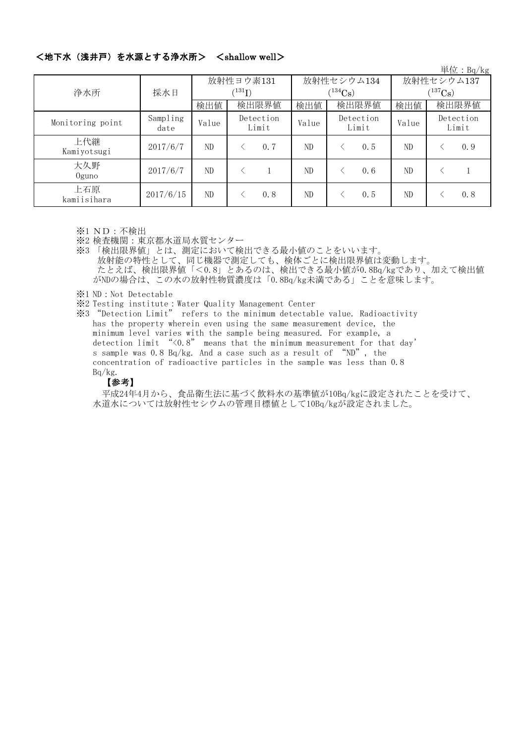## ＜地下水（浅井戸）を水源とする浄水所＞　＜shallow well＞

単位：Bq/kg

| 浄水所 | 採水日 | 放射性ヨウ素131 ($^{131}I$) | | 放射性セシウム134 ($^{134}Cs$) | | 放射性セシウム137 ($^{137}Cs$) | |
|---|---|---|---|---|---|---|---|
| | | 検出値 | 検出限界値 | 検出値 | 検出限界値 | 検出値 | 検出限界値 |
| Monitoring point | Sampling date | Value | Detection Limit | Value | Detection Limit | Value | Detection Limit |
| 上代継 Kamiyotsugi | 2017/6/7 | ND | ＜　0.7 | ND | ＜　0.5 | ND | ＜　0.9 |
| 大久野 Oguno | 2017/6/7 | ND | ＜　1 | ND | ＜　0.6 | ND | ＜　1 |
| 上石原 kamiisihara | 2017/6/15 | ND | ＜　0.8 | ND | ＜　0.5 | ND | ＜　0.8 |

※1 ＮＤ：不検出

※2 検査機関：東京都水道局水質センター

※3 「検出限界値」とは、測定において検出できる最小値のことをいいます。
　放射能の特性として、同じ機器で測定しても、検体ごとに検出限界値は変動します。
　たとえば、検出限界値「＜0.8」とあるのは、検出できる最小値が0.8Bq/kgであり、加えて検出値がNDの場合は、この水の放射性物質濃度は「0.8Bq/kg未満である」ことを意味します。

※1 ND：Not Detectable

※2 Testing institute：Water Quality Management Center

※3 “Detection Limit” refers to the minimum detectable value. Radioactivity has the property wherein even using the same measurement device, the minimum level varies with the sample being measured. For example, a detection limit “<0.8” means that the minimum measurement for that day's sample was 0.8 Bq/kg. And a case such as a result of “ND”, the concentration of radioactive particles in the sample was less than 0.8 Bq/kg.

**【参考】**

平成24年4月から、食品衛生法に基づく飲料水の基準値が10Bq/kgに設定されたことを受けて、水道水については放射性セシウムの管理目標値として10Bq/kgが設定されました。